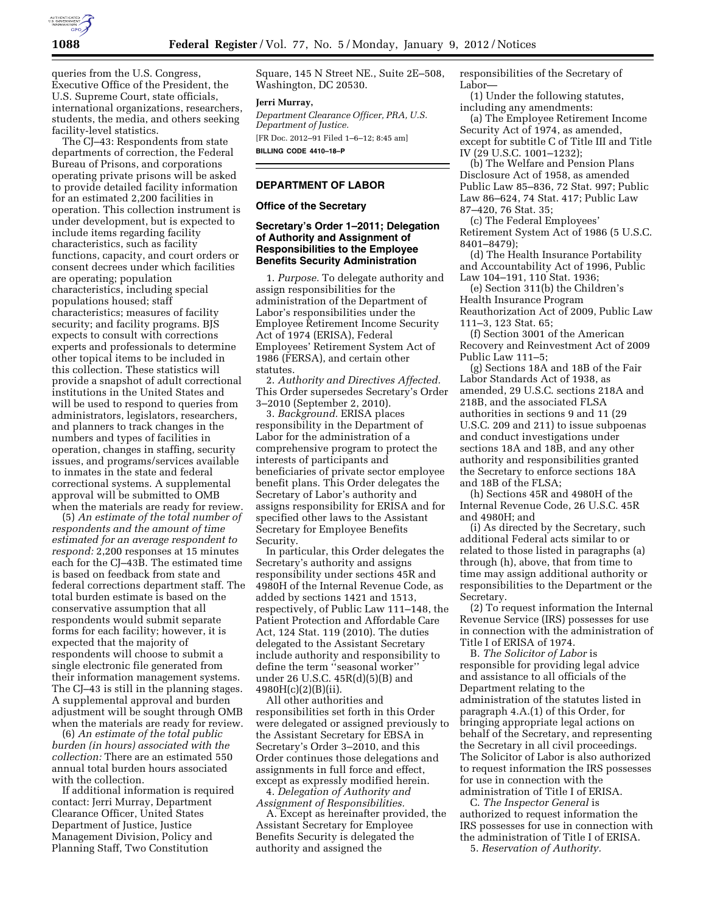queries from the U.S. Congress, Executive Office of the President, the U.S. Supreme Court, state officials, international organizations, researchers, students, the media, and others seeking facility-level statistics.

The CJ–43: Respondents from state departments of correction, the Federal Bureau of Prisons, and corporations operating private prisons will be asked to provide detailed facility information for an estimated 2,200 facilities in operation. This collection instrument is under development, but is expected to include items regarding facility characteristics, such as facility functions, capacity, and court orders or consent decrees under which facilities are operating; population characteristics, including special populations housed; staff characteristics; measures of facility security; and facility programs. BJS expects to consult with corrections experts and professionals to determine other topical items to be included in this collection. These statistics will provide a snapshot of adult correctional institutions in the United States and will be used to respond to queries from administrators, legislators, researchers, and planners to track changes in the numbers and types of facilities in operation, changes in staffing, security issues, and programs/services available to inmates in the state and federal correctional systems. A supplemental approval will be submitted to OMB when the materials are ready for review.

(5) *An estimate of the total number of respondents and the amount of time estimated for an average respondent to respond:* 2,200 responses at 15 minutes each for the CJ–43B. The estimated time is based on feedback from state and federal corrections department staff. The total burden estimate is based on the conservative assumption that all respondents would submit separate forms for each facility; however, it is expected that the majority of respondents will choose to submit a single electronic file generated from their information management systems. The CJ–43 is still in the planning stages. A supplemental approval and burden adjustment will be sought through OMB when the materials are ready for review.

(6) *An estimate of the total public burden (in hours) associated with the collection:* There are an estimated 550 annual total burden hours associated with the collection.

If additional information is required contact: Jerri Murray, Department Clearance Officer, United States Department of Justice, Justice Management Division, Policy and Planning Staff, Two Constitution Square, 145 N Street NE., Suite 2E–508, Washington, DC 20530.

**Jerri Murray,**

*Department Clearance Officer, PRA, U.S. Department of Justice.*

[FR Doc. 2012–91 Filed 1–6–12; 8:45 am]

**BILLING CODE 4410–18–P**

## DEPARTMENT OF LABOR

### Office of the Secretary

### Secretary's Order 1–2011; Delegation of Authority and Assignment of Responsibilities to the Employee Benefits Security Administration

1. *Purpose.* To delegate authority and assign responsibilities for the administration of the Department of Labor's responsibilities under the Employee Retirement Income Security Act of 1974 (ERISA), Federal Employees' Retirement System Act of 1986 (FERSA), and certain other statutes.

2. *Authority and Directives Affected.* This Order supersedes Secretary's Order 3–2010 (September 2, 2010).

3. *Background.* ERISA places responsibility in the Department of Labor for the administration of a comprehensive program to protect the interests of participants and beneficiaries of private sector employee benefit plans. This Order delegates the Secretary of Labor's authority and assigns responsibility for ERISA and for specified other laws to the Assistant Secretary for Employee Benefits Security.

In particular, this Order delegates the Secretary's authority and assigns responsibility under sections 45R and 4980H of the Internal Revenue Code, as added by sections 1421 and 1513, respectively, of Public Law 111–148, the Patient Protection and Affordable Care Act, 124 Stat. 119 (2010). The duties delegated to the Assistant Secretary include authority and responsibility to define the term "seasonal worker" under 26 U.S.C. 45R(d)(5)(B) and 4980H(c)(2)(B)(ii).

All other authorities and responsibilities set forth in this Order were delegated or assigned previously to the Assistant Secretary for EBSA in Secretary's Order 3–2010, and this Order continues those delegations and assignments in full force and effect, except as expressly modified herein.

4. *Delegation of Authority and Assignment of Responsibilities.*

A. Except as hereinafter provided, the Assistant Secretary for Employee Benefits Security is delegated the authority and assigned the responsibilities of the Secretary of Labor—

(1) Under the following statutes, including any amendments:

(a) The Employee Retirement Income Security Act of 1974, as amended, except for subtitle C of Title III and Title IV (29 U.S.C. 1001–1232);

(b) The Welfare and Pension Plans Disclosure Act of 1958, as amended Public Law 85–836, 72 Stat. 997; Public Law 86–624, 74 Stat. 417; Public Law 87–420, 76 Stat. 35;

(c) The Federal Employees' Retirement System Act of 1986 (5 U.S.C. 8401–8479);

(d) The Health Insurance Portability and Accountability Act of 1996, Public Law 104–191, 110 Stat. 1936;

(e) Section 311(b) the Children's Health Insurance Program Reauthorization Act of 2009, Public Law 111–3, 123 Stat. 65;

(f) Section 3001 of the American Recovery and Reinvestment Act of 2009 Public Law 111–5;

(g) Sections 18A and 18B of the Fair Labor Standards Act of 1938, as amended, 29 U.S.C. sections 218A and 218B, and the associated FLSA authorities in sections 9 and 11 (29 U.S.C. 209 and 211) to issue subpoenas and conduct investigations under sections 18A and 18B, and any other authority and responsibilities granted the Secretary to enforce sections 18A and 18B of the FLSA;

(h) Sections 45R and 4980H of the Internal Revenue Code, 26 U.S.C. 45R and 4980H; and

(i) As directed by the Secretary, such additional Federal acts similar to or related to those listed in paragraphs (a) through (h), above, that from time to time may assign additional authority or responsibilities to the Department or the Secretary.

(2) To request information the Internal Revenue Service (IRS) possesses for use in connection with the administration of Title I of ERISA of 1974.

B. *The Solicitor of Labor* is responsible for providing legal advice and assistance to all officials of the Department relating to the administration of the statutes listed in paragraph 4.A.(1) of this Order, for bringing appropriate legal actions on behalf of the Secretary, and representing the Secretary in all civil proceedings. The Solicitor of Labor is also authorized to request information the IRS possesses for use in connection with the administration of Title I of ERISA.

C. *The Inspector General* is authorized to request information the IRS possesses for use in connection with the administration of Title I of ERISA.

5. *Reservation of Authority.*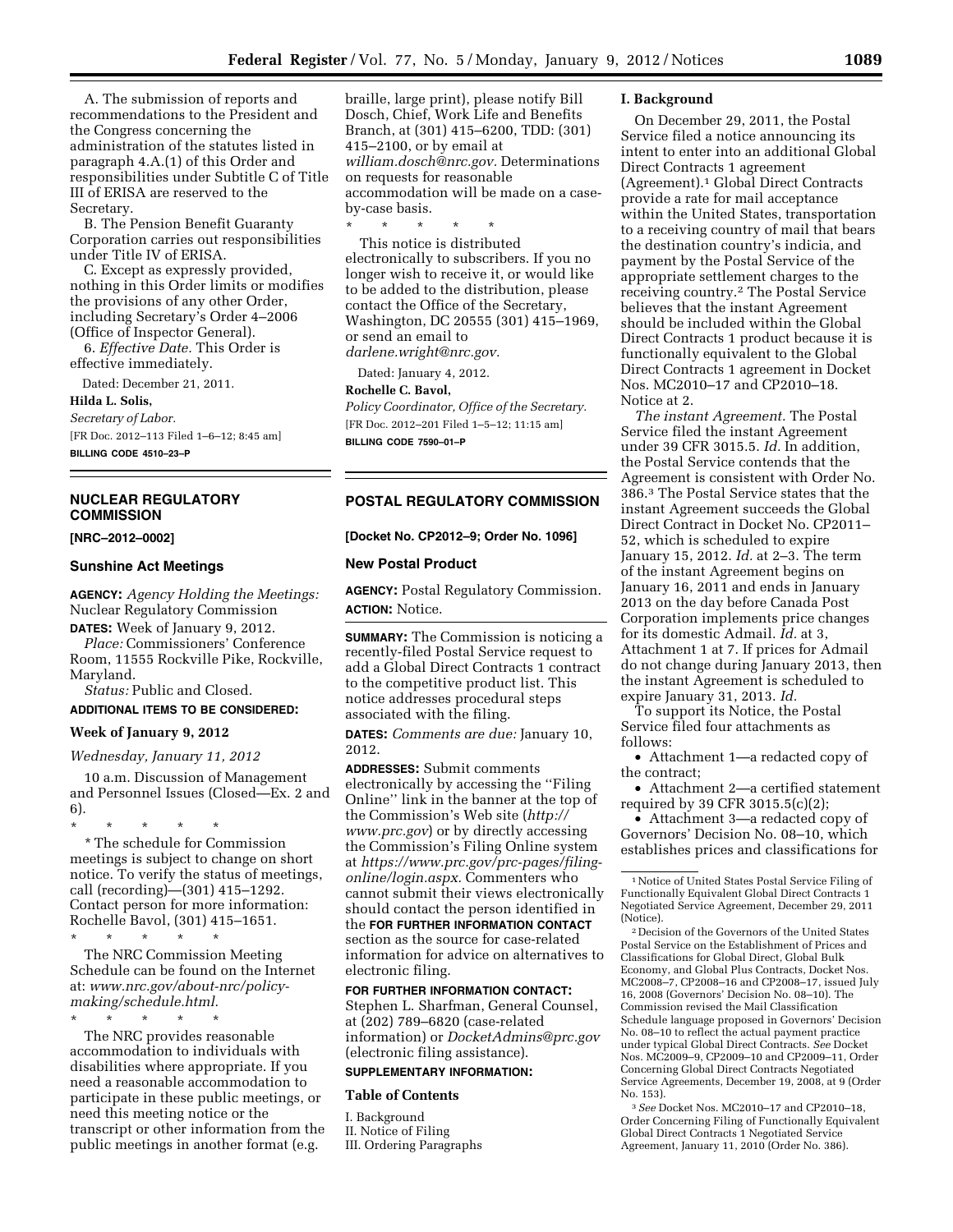A. The submission of reports and recommendations to the President and the Congress concerning the administration of the statutes listed in paragraph 4.A.(1) of this Order and responsibilities under Subtitle C of Title III of ERISA are reserved to the Secretary.

B. The Pension Benefit Guaranty Corporation carries out responsibilities under Title IV of ERISA.

C. Except as expressly provided, nothing in this Order limits or modifies the provisions of any other Order, including Secretary's Order 4–2006 (Office of Inspector General).

6. *Effective Date.* This Order is effective immediately.

Dated: December 21, 2011.

**Hilda L. Solis,**

*Secretary of Labor.*

[FR Doc. 2012–113 Filed 1–6–12; 8:45 am]

**BILLING CODE 4510–23–P**

## NUCLEAR REGULATORY COMMISSION

**[NRC–2012–0002]**

### Sunshine Act Meetings

**AGENCY:** *Agency Holding the Meetings:* Nuclear Regulatory Commission

**DATES:** Week of January 9, 2012.

*Place:* Commissioners' Conference Room, 11555 Rockville Pike, Rockville, Maryland.

*Status:* Public and Closed.

**ADDITIONAL ITEMS TO BE CONSIDERED:**

**Week of January 9, 2012**

*Wednesday, January 11, 2012*

10 a.m. Discussion of Management and Personnel Issues (Closed—Ex. 2 and 6).

\* \* \* \* \*

\* The schedule for Commission meetings is subject to change on short notice. To verify the status of meetings, call (recording)—(301) 415–1292. Contact person for more information: Rochelle Bavol, (301) 415–1651.

\* \* \* \* \*

The NRC Commission Meeting Schedule can be found on the Internet at: *www.nrc.gov/about-nrc/policy-making/schedule.html.*

\* \* \* \* \*

The NRC provides reasonable accommodation to individuals with disabilities where appropriate. If you need a reasonable accommodation to participate in these public meetings, or need this meeting notice or the transcript or other information from the public meetings in another format (e.g. braille, large print), please notify Bill Dosch, Chief, Work Life and Benefits Branch, at (301) 415–6200, TDD: (301) 415–2100, or by email at *william.dosch@nrc.gov.* Determinations on requests for reasonable accommodation will be made on a case-by-case basis.

\* \* \* \* \*

This notice is distributed electronically to subscribers. If you no longer wish to receive it, or would like to be added to the distribution, please contact the Office of the Secretary, Washington, DC 20555 (301) 415–1969, or send an email to *darlene.wright@nrc.gov.*

Dated: January 4, 2012.

**Rochelle C. Bavol,**

*Policy Coordinator, Office of the Secretary.*

[FR Doc. 2012–201 Filed 1–5–12; 11:15 am]

**BILLING CODE 7590–01–P**

## POSTAL REGULATORY COMMISSION

**[Docket No. CP2012–9; Order No. 1096]**

### New Postal Product

**AGENCY:** Postal Regulatory Commission.

**ACTION:** Notice.

**SUMMARY:** The Commission is noticing a recently-filed Postal Service request to add a Global Direct Contracts 1 contract to the competitive product list. This notice addresses procedural steps associated with the filing.

**DATES:** *Comments are due:* January 10, 2012.

**ADDRESSES:** Submit comments electronically by accessing the ''Filing Online'' link in the banner at the top of the Commission's Web site (*http://www.prc.gov*) or by directly accessing the Commission's Filing Online system at *https://www.prc.gov/prc-pages/filing-online/login.aspx.* Commenters who cannot submit their views electronically should contact the person identified in the **FOR FURTHER INFORMATION CONTACT** section as the source for case-related information for advice on alternatives to electronic filing.

**FOR FURTHER INFORMATION CONTACT:** Stephen L. Sharfman, General Counsel, at (202) 789–6820 (case-related information) or *DocketAdmins@prc.gov* (electronic filing assistance).

**SUPPLEMENTARY INFORMATION:**

**Table of Contents**

I. Background
II. Notice of Filing
III. Ordering Paragraphs

**I. Background**

On December 29, 2011, the Postal Service filed a notice announcing its intent to enter into an additional Global Direct Contracts 1 agreement (Agreement).[1] Global Direct Contracts provide a rate for mail acceptance within the United States, transportation to a receiving country of mail that bears the destination country's indicia, and payment by the Postal Service of the appropriate settlement charges to the receiving country.[2] The Postal Service believes that the instant Agreement should be included within the Global Direct Contracts 1 product because it is functionally equivalent to the Global Direct Contracts 1 agreement in Docket Nos. MC2010–17 and CP2010–18. Notice at 2.

*The instant Agreement.* The Postal Service filed the instant Agreement under 39 CFR 3015.5. *Id.* In addition, the Postal Service contends that the Agreement is consistent with Order No. 386.[3] The Postal Service states that the instant Agreement succeeds the Global Direct Contract in Docket No. CP2011–52, which is scheduled to expire January 15, 2012. *Id.* at 2–3. The term of the instant Agreement begins on January 16, 2011 and ends in January 2013 on the day before Canada Post Corporation implements price changes for its domestic Admail. *Id.* at 3, Attachment 1 at 7. If prices for Admail do not change during January 2013, then the instant Agreement is scheduled to expire January 31, 2013. *Id.*

To support its Notice, the Postal Service filed four attachments as follows:

- Attachment 1—a redacted copy of the contract;
- Attachment 2—a certified statement required by 39 CFR 3015.5(c)(2);
- Attachment 3—a redacted copy of Governors' Decision No. 08–10, which establishes prices and classifications for

[1] Notice of United States Postal Service Filing of Functionally Equivalent Global Direct Contracts 1 Negotiated Service Agreement, December 29, 2011 (Notice).

[2] Decision of the Governors of the United States Postal Service on the Establishment of Prices and Classifications for Global Direct, Global Bulk Economy, and Global Plus Contracts, Docket Nos. MC2008–7, CP2008–16 and CP2008–17, issued July 16, 2008 (Governors' Decision No. 08–10). The Commission revised the Mail Classification Schedule language proposed in Governors' Decision No. 08–10 to reflect the actual payment practice under typical Global Direct Contracts. *See* Docket Nos. MC2009–9, CP2009–10 and CP2009–11, Order Concerning Global Direct Contracts Negotiated Service Agreements, December 19, 2008, at 9 (Order No. 153).

[3] *See* Docket Nos. MC2010–17 and CP2010–18, Order Concerning Filing of Functionally Equivalent Global Direct Contracts 1 Negotiated Service Agreement, January 11, 2010 (Order No. 386).